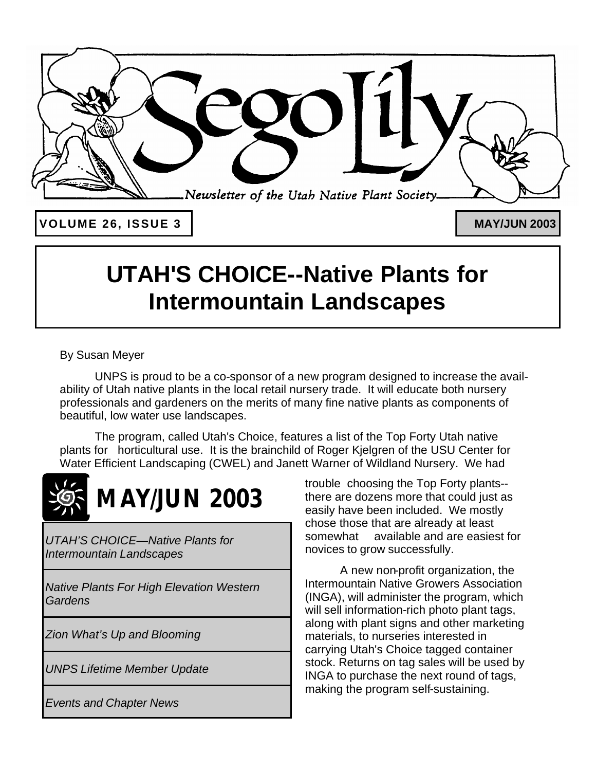# Sego Lily

*Newsletter of the Utah Native Plant Society*

**VOLUME 26, ISSUE 3** | **MAY/JUN 2003**

## UTAH'S CHOICE--Native Plants for Intermountain Landscapes

By Susan Meyer

UNPS is proud to be a co-sponsor of a new program designed to increase the availability of Utah native plants in the local retail nursery trade. It will educate both nursery professionals and gardeners on the merits of many fine native plants as components of beautiful, low water use landscapes.

The program, called Utah's Choice, features a list of the Top Forty Utah native plants for horticultural use. It is the brainchild of Roger Kjelgren of the USU Center for Water Efficient Landscaping (CWEL) and Janett Warner of Wildland Nursery. We had trouble choosing the Top Forty plants--there are dozens more that could just as easily have been included. We mostly chose those that are already at least somewhat available and are easiest for novices to grow successfully.

A new non-profit organization, the Intermountain Native Growers Association (INGA), will administer the program, which will sell information-rich photo plant tags, along with plant signs and other marketing materials, to nurseries interested in carrying Utah's Choice tagged container stock. Returns on tag sales will be used by INGA to purchase the next round of tags, making the program self-sustaining.

### MAY/JUN 2003

- *UTAH'S CHOICE—Native Plants for Intermountain Landscapes*
- *Native Plants For High Elevation Western Gardens*
- *Zion What's Up and Blooming*
- *UNPS Lifetime Member Update*
- *Events and Chapter News*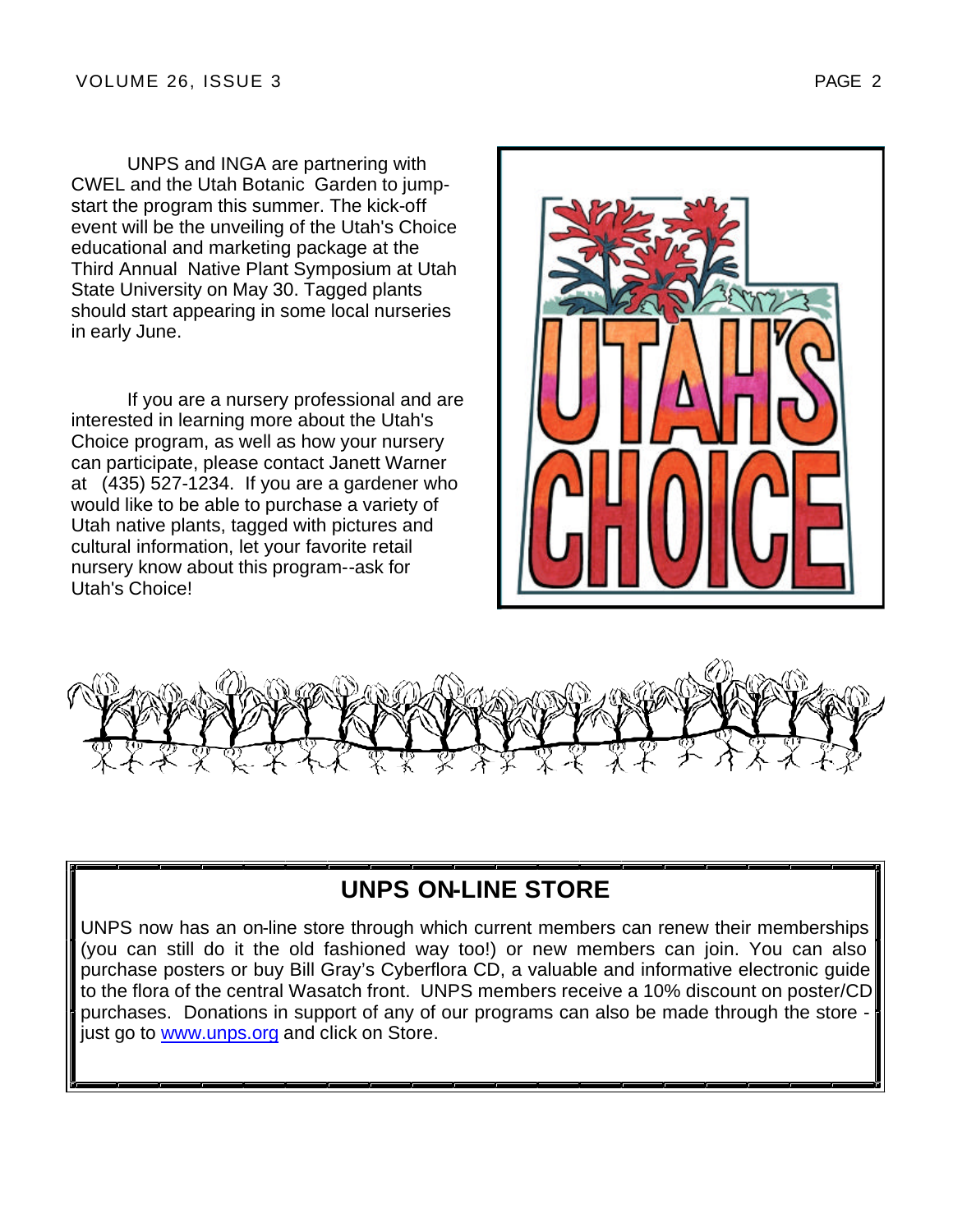UNPS and INGA are partnering with CWEL and the Utah Botanic Garden to jump-start the program this summer. The kick-off event will be the unveiling of the Utah's Choice educational and marketing package at the Third Annual Native Plant Symposium at Utah State University on May 30. Tagged plants should start appearing in some local nurseries in early June.

If you are a nursery professional and are interested in learning more about the Utah's Choice program, as well as how your nursery can participate, please contact Janett Warner at (435) 527-1234. If you are a gardener who would like to be able to purchase a variety of Utah native plants, tagged with pictures and cultural information, let your favorite retail nursery know about this program--ask for Utah's Choice!

## UNPS ON-LINE STORE

UNPS now has an on-line store through which current members can renew their memberships (you can still do it the old fashioned way too!) or new members can join. You can also purchase posters or buy Bill Gray's Cyberflora CD, a valuable and informative electronic guide to the flora of the central Wasatch front. UNPS members receive a 10% discount on poster/CD purchases. Donations in support of any of our programs can also be made through the store - just go to www.unps.org and click on Store.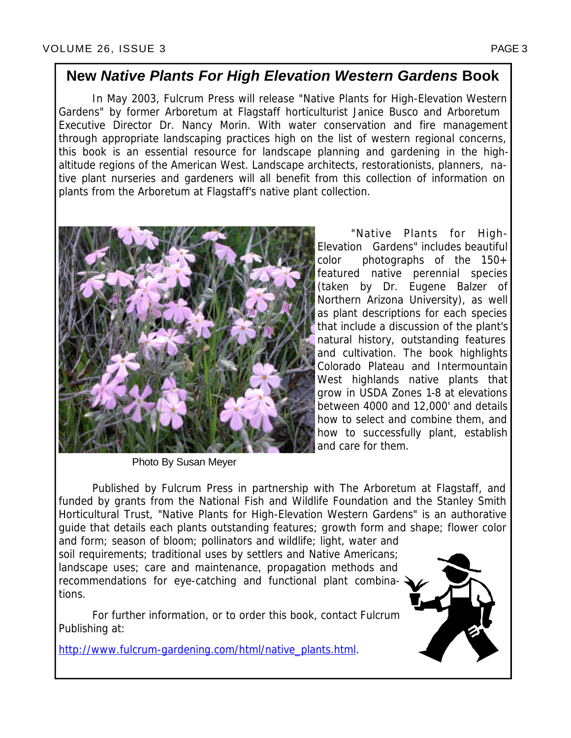## New *Native Plants For High Elevation Western Gardens* Book

In May 2003, Fulcrum Press will release "Native Plants for High-Elevation Western Gardens" by former Arboretum at Flagstaff horticulturist Janice Busco and Arboretum Executive Director Dr. Nancy Morin. With water conservation and fire management through appropriate landscaping practices high on the list of western regional concerns, this book is an essential resource for landscape planning and gardening in the high-altitude regions of the American West. Landscape architects, restorationists, planners, native plant nurseries and gardeners will all benefit from this collection of information on plants from the Arboretum at Flagstaff's native plant collection.

Photo By Susan Meyer

"Native Plants for High-Elevation Gardens" includes beautiful color photographs of the 150+ featured native perennial species (taken by Dr. Eugene Balzer of Northern Arizona University), as well as plant descriptions for each species that include a discussion of the plant's natural history, outstanding features and cultivation. The book highlights Colorado Plateau and Intermountain West highlands native plants that grow in USDA Zones 1-8 at elevations between 4000 and 12,000' and details how to select and combine them, and how to successfully plant, establish and care for them.

Published by Fulcrum Press in partnership with The Arboretum at Flagstaff, and funded by grants from the National Fish and Wildlife Foundation and the Stanley Smith Horticultural Trust, "Native Plants for High-Elevation Western Gardens" is an authorative guide that details each plants outstanding features; growth form and shape; flower color and form; season of bloom; pollinators and wildlife; light, water and soil requirements; traditional uses by settlers and Native Americans; landscape uses; care and maintenance, propagation methods and recommendations for eye-catching and functional plant combinations.

For further information, or to order this book, contact Fulcrum Publishing at:

http://www.fulcrum-gardening.com/html/native_plants.html.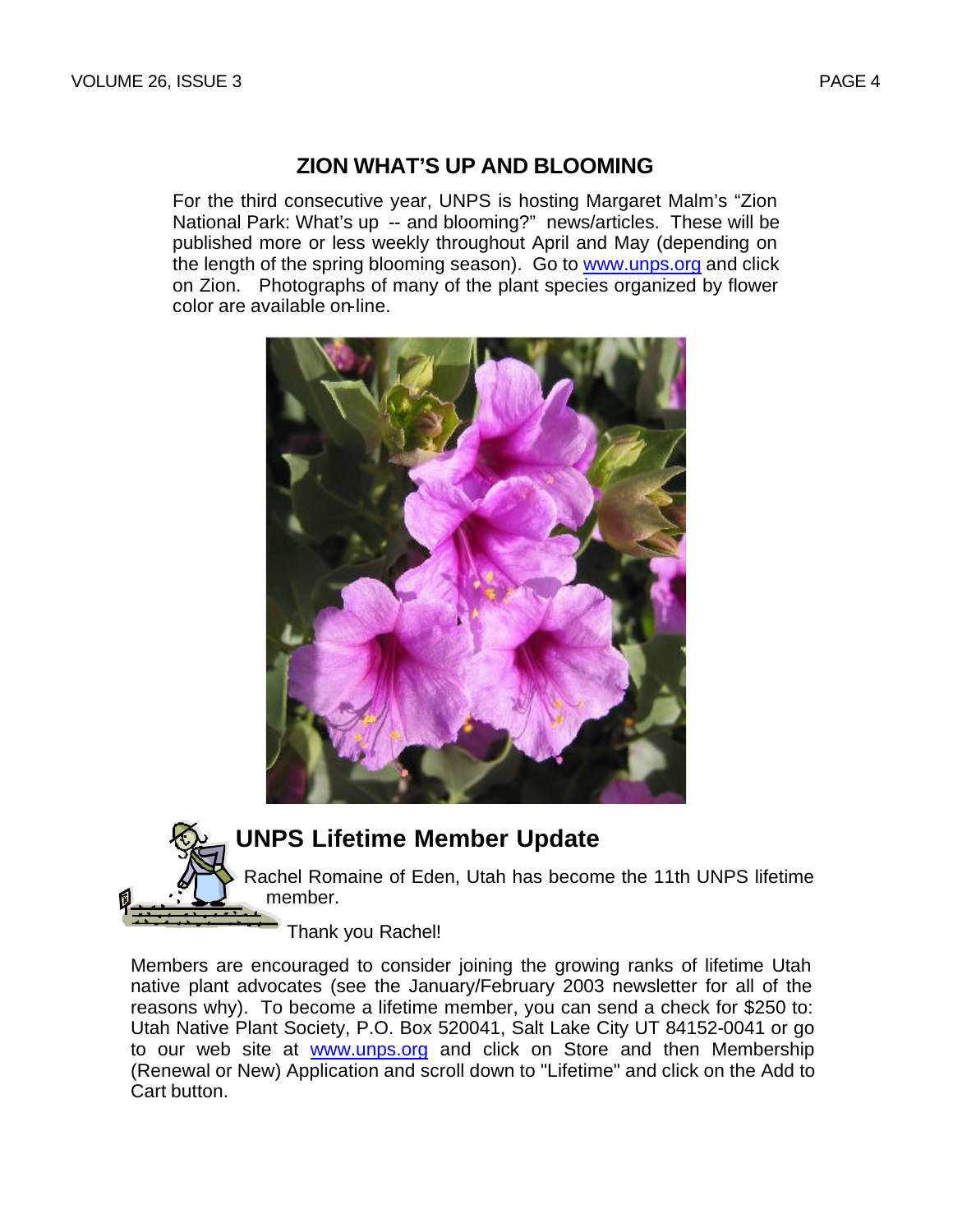## ZION WHAT'S UP AND BLOOMING

For the third consecutive year, UNPS is hosting Margaret Malm's "Zion National Park: What's up -- and blooming?" news/articles. These will be published more or less weekly throughout April and May (depending on the length of the spring blooming season). Go to www.unps.org and click on Zion. Photographs of many of the plant species organized by flower color are available on-line.

## UNPS Lifetime Member Update

Rachel Romaine of Eden, Utah has become the 11th UNPS lifetime member.

Thank you Rachel!

Members are encouraged to consider joining the growing ranks of lifetime Utah native plant advocates (see the January/February 2003 newsletter for all of the reasons why). To become a lifetime member, you can send a check for $250 to: Utah Native Plant Society, P.O. Box 520041, Salt Lake City UT 84152-0041 or go to our web site at www.unps.org and click on Store and then Membership (Renewal or New) Application and scroll down to "Lifetime" and click on the Add to Cart button.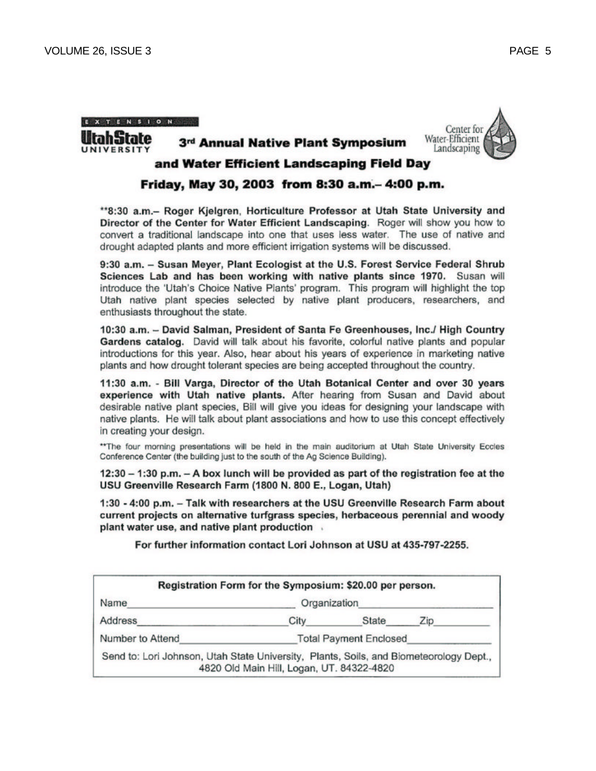EXTENSION

**Utah State UNIVERSITY**

Center for Water-Efficient Landscaping

# 3rd Annual Native Plant Symposium and Water Efficient Landscaping Field Day

## Friday, May 30, 2003 from 8:30 a.m.– 4:00 p.m.

****8:30 a.m.– Roger Kjelgren, Horticulture Professor at Utah State University and Director of the Center for Water Efficient Landscaping.** Roger will show you how to convert a traditional landscape into one that uses less water. The use of native and drought adapted plants and more efficient irrigation systems will be discussed.

**9:30 a.m. – Susan Meyer, Plant Ecologist at the U.S. Forest Service Federal Shrub Sciences Lab and has been working with native plants since 1970.** Susan will introduce the 'Utah's Choice Native Plants' program. This program will highlight the top Utah native plant species selected by native plant producers, researchers, and enthusiasts throughout the state.

**10:30 a.m. – David Salman, President of Santa Fe Greenhouses, Inc./ High Country Gardens catalog.** David will talk about his favorite, colorful native plants and popular introductions for this year. Also, hear about his years of experience in marketing native plants and how drought tolerant species are being accepted throughout the country.

**11:30 a.m. - Bill Varga, Director of the Utah Botanical Center and over 30 years experience with Utah native plants.** After hearing from Susan and David about desirable native plant species, Bill will give you ideas for designing your landscape with native plants. He will talk about plant associations and how to use this concept effectively in creating your design.

**The four morning presentations will be held in the main auditorium at Utah State University Eccles Conference Center (the building just to the south of the Ag Science Building).

**12:30 – 1:30 p.m. – A box lunch will be provided as part of the registration fee at the USU Greenville Research Farm (1800 N. 800 E., Logan, Utah)**

**1:30 - 4:00 p.m. – Talk with researchers at the USU Greenville Research Farm about current projects on alternative turfgrass species, herbaceous perennial and woody plant water use, and native plant production**

**For further information contact Lori Johnson at USU at 435-797-2255.**

---

**Registration Form for the Symposium: $20.00 per person.**

Name\_\_\_\_\_\_\_\_\_\_\_\_\_\_\_\_\_\_\_\_ Organization\_\_\_\_\_\_\_\_\_\_\_\_\_\_\_\_\_\_\_\_

Address\_\_\_\_\_\_\_\_\_\_\_\_\_\_\_\_\_\_\_\_ City\_\_\_\_\_\_\_\_\_\_ State\_\_\_\_\_\_ Zip\_\_\_\_\_\_\_\_\_\_

Number to Attend\_\_\_\_\_\_\_\_\_\_\_\_\_\_\_\_\_\_\_\_ Total Payment Enclosed\_\_\_\_\_\_\_\_\_\_\_\_\_\_\_\_\_\_\_\_

Send to: Lori Johnson, Utah State University, Plants, Soils, and Biometeorology Dept., 4820 Old Main Hill, Logan, UT. 84322-4820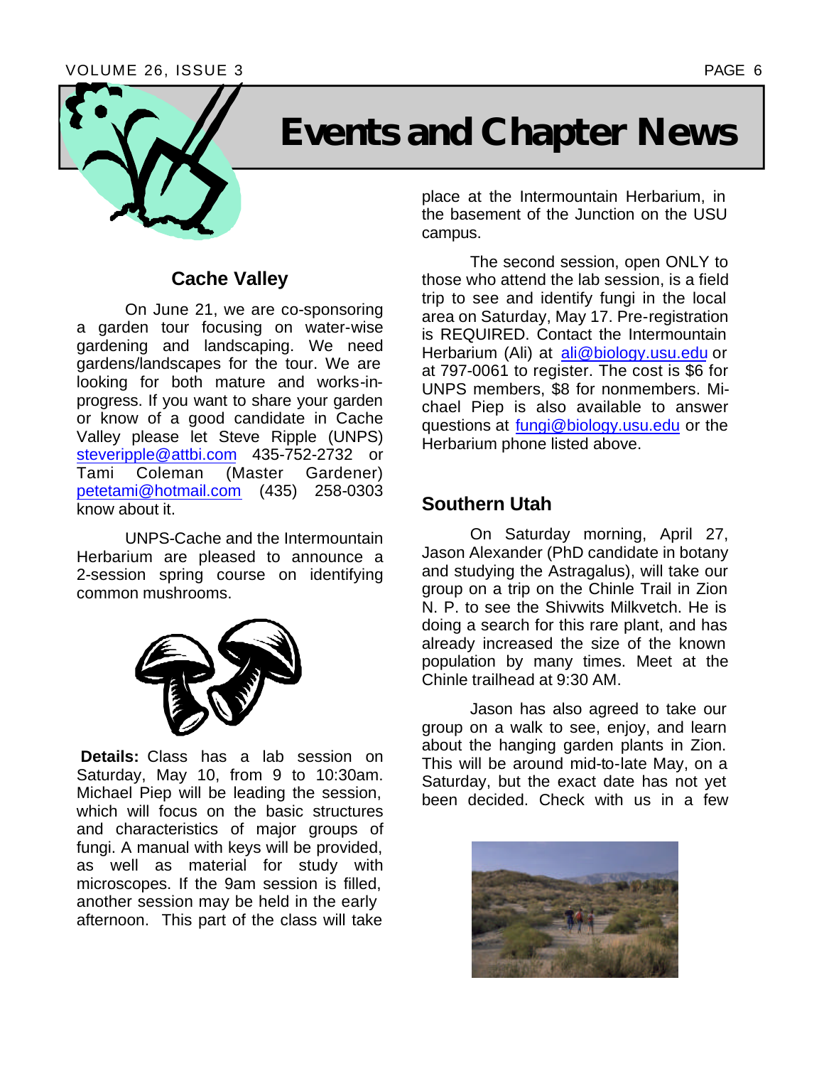# Events and Chapter News

## Cache Valley

On June 21, we are co-sponsoring a garden tour focusing on water-wise gardening and landscaping. We need gardens/landscapes for the tour. We are looking for both mature and works-in-progress. If you want to share your garden or know of a good candidate in Cache Valley please let Steve Ripple (UNPS) steveripple@attbi.com 435-752-2732 or Tami Coleman (Master Gardener) petetami@hotmail.com (435) 258-0303 know about it.

UNPS-Cache and the Intermountain Herbarium are pleased to announce a 2-session spring course on identifying common mushrooms.

**Details:** Class has a lab session on Saturday, May 10, from 9 to 10:30am. Michael Piep will be leading the session, which will focus on the basic structures and characteristics of major groups of fungi. A manual with keys will be provided, as well as material for study with microscopes. If the 9am session is filled, another session may be held in the early afternoon. This part of the class will take place at the Intermountain Herbarium, in the basement of the Junction on the USU campus.

The second session, open ONLY to those who attend the lab session, is a field trip to see and identify fungi in the local area on Saturday, May 17. Pre-registration is REQUIRED. Contact the Intermountain Herbarium (Ali) at ali@biology.usu.edu or at 797-0061 to register. The cost is $6 for UNPS members, $8 for nonmembers. Michael Piep is also available to answer questions at fungi@biology.usu.edu or the Herbarium phone listed above.

## Southern Utah

On Saturday morning, April 27, Jason Alexander (PhD candidate in botany and studying the Astragalus), will take our group on a trip on the Chinle Trail in Zion N. P. to see the Shivwits Milkvetch. He is doing a search for this rare plant, and has already increased the size of the known population by many times. Meet at the Chinle trailhead at 9:30 AM.

Jason has also agreed to take our group on a walk to see, enjoy, and learn about the hanging garden plants in Zion. This will be around mid-to-late May, on a Saturday, but the exact date has not yet been decided. Check with us in a few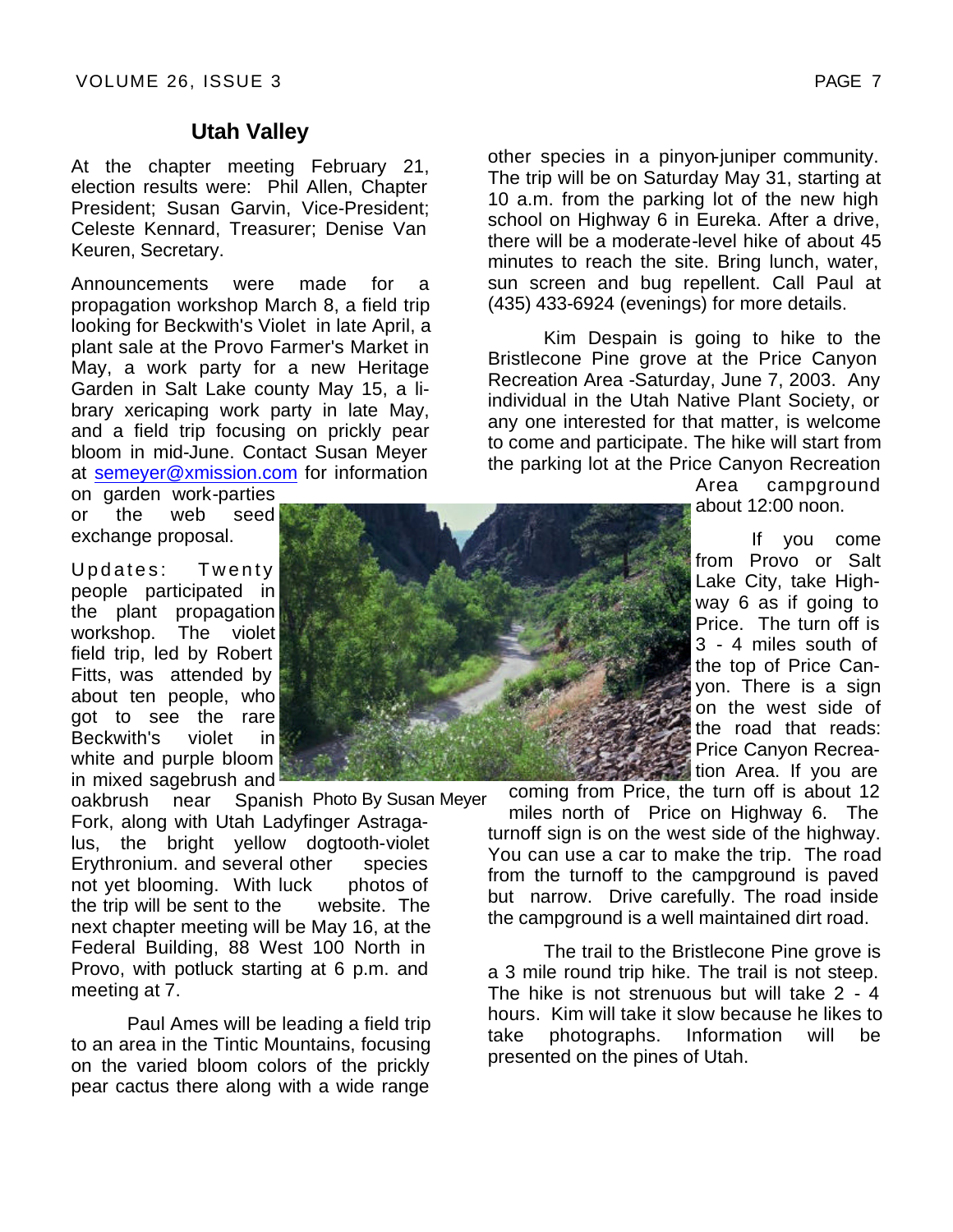## Utah Valley

At the chapter meeting February 21, election results were: Phil Allen, Chapter President; Susan Garvin, Vice-President; Celeste Kennard, Treasurer; Denise Van Keuren, Secretary.

Announcements were made for a propagation workshop March 8, a field trip looking for Beckwith's Violet in late April, a plant sale at the Provo Farmer's Market in May, a work party for a new Heritage Garden in Salt Lake county May 15, a library xericaping work party in late May, and a field trip focusing on prickly pear bloom in mid-June. Contact Susan Meyer at semeyer@xmission.com for information on garden work-parties or the web seed exchange proposal.

Updates: Twenty people participated in the plant propagation workshop. The violet field trip, led by Robert Fitts, was attended by about ten people, who got to see the rare Beckwith's violet in white and purple bloom in mixed sagebrush and oakbrush near Spanish Fork, along with Utah Ladyfinger Astragalus, the bright yellow dogtooth-violet Erythronium. and several other species not yet blooming. With luck photos of the trip will be sent to the website. The next chapter meeting will be May 16, at the Federal Building, 88 West 100 North in Provo, with potluck starting at 6 p.m. and meeting at 7.

Photo By Susan Meyer

Paul Ames will be leading a field trip to an area in the Tintic Mountains, focusing on the varied bloom colors of the prickly pear cactus there along with a wide range other species in a pinyon-juniper community. The trip will be on Saturday May 31, starting at 10 a.m. from the parking lot of the new high school on Highway 6 in Eureka. After a drive, there will be a moderate-level hike of about 45 minutes to reach the site. Bring lunch, water, sun screen and bug repellent. Call Paul at (435) 433-6924 (evenings) for more details.

Kim Despain is going to hike to the Bristlecone Pine grove at the Price Canyon Recreation Area -Saturday, June 7, 2003. Any individual in the Utah Native Plant Society, or any one interested for that matter, is welcome to come and participate. The hike will start from the parking lot at the Price Canyon Recreation Area campground about 12:00 noon.

If you come from Provo or Salt Lake City, take Highway 6 as if going to Price. The turn off is 3 - 4 miles south of the top of Price Canyon. There is a sign on the west side of the road that reads: Price Canyon Recreation Area. If you are coming from Price, the turn off is about 12 miles north of Price on Highway 6. The turnoff sign is on the west side of the highway. You can use a car to make the trip. The road from the turnoff to the campground is paved but narrow. Drive carefully. The road inside the campground is a well maintained dirt road.

The trail to the Bristlecone Pine grove is a 3 mile round trip hike. The trail is not steep. The hike is not strenuous but will take 2 - 4 hours. Kim will take it slow because he likes to take photographs. Information will be presented on the pines of Utah.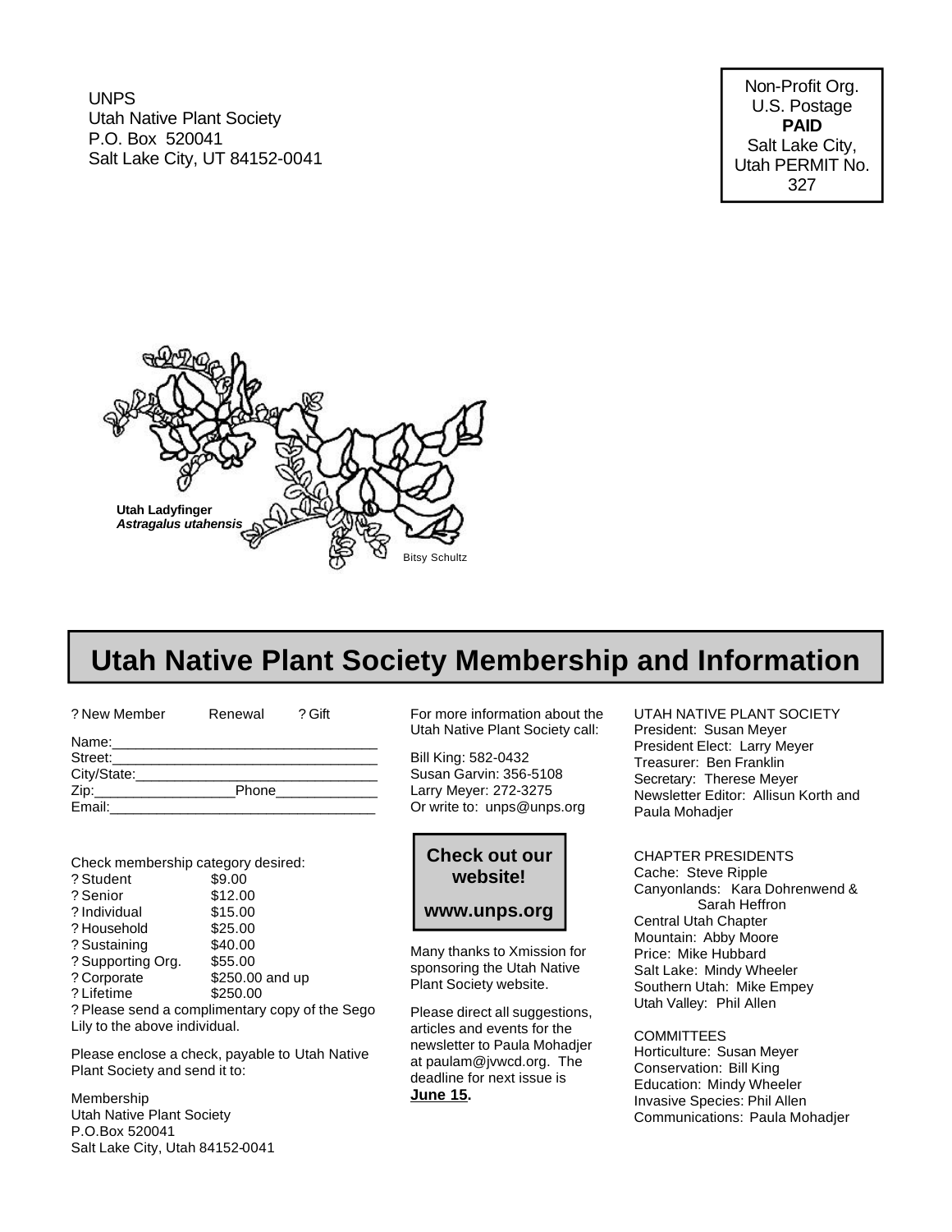UNPS
Utah Native Plant Society
P.O. Box 520041
Salt Lake City, UT 84152-0041

Non-Profit Org.
U.S. Postage
**PAID**
Salt Lake City,
Utah PERMIT No.
327

**Utah Ladyfinger**
***Astragalus utahensis***

Bitsy Schultz

# Utah Native Plant Society Membership and Information

? New Member     Renewal     ? Gift

Name:________________________________
Street:_______________________________
City/State:____________________________
Zip:_________________Phone____________
Email:________________________________

Check membership category desired:

| | |
|---|---|
| ? Student | $9.00 |
| ? Senior | $12.00 |
| ? Individual | $15.00 |
| ? Household | $25.00 |
| ? Sustaining | $40.00 |
| ? Supporting Org. | $55.00 |
| ? Corporate | $250.00 and up |
| ? Lifetime | $250.00 |

? Please send a complimentary copy of the Sego Lily to the above individual.

Please enclose a check, payable to Utah Native Plant Society and send it to:

Membership
Utah Native Plant Society
P.O.Box 520041
Salt Lake City, Utah 84152-0041

For more information about the Utah Native Plant Society call:

Bill King: 582-0432
Susan Garvin: 356-5108
Larry Meyer: 272-3275
Or write to: unps@unps.org

**Check out our website!**

**www.unps.org**

Many thanks to Xmission for sponsoring the Utah Native Plant Society website.

Please direct all suggestions, articles and events for the newsletter to Paula Mohadjer at paulam@jvwcd.org. The deadline for next issue is **June 15**.

UTAH NATIVE PLANT SOCIETY
President: Susan Meyer
President Elect: Larry Meyer
Treasurer: Ben Franklin
Secretary: Therese Meyer
Newsletter Editor: Allisun Korth and Paula Mohadjer

CHAPTER PRESIDENTS
Cache: Steve Ripple
Canyonlands: Kara Dohrenwend & Sarah Heffron
Central Utah Chapter
Mountain: Abby Moore
Price: Mike Hubbard
Salt Lake: Mindy Wheeler
Southern Utah: Mike Empey
Utah Valley: Phil Allen

COMMITTEES
Horticulture: Susan Meyer
Conservation: Bill King
Education: Mindy Wheeler
Invasive Species: Phil Allen
Communications: Paula Mohadjer